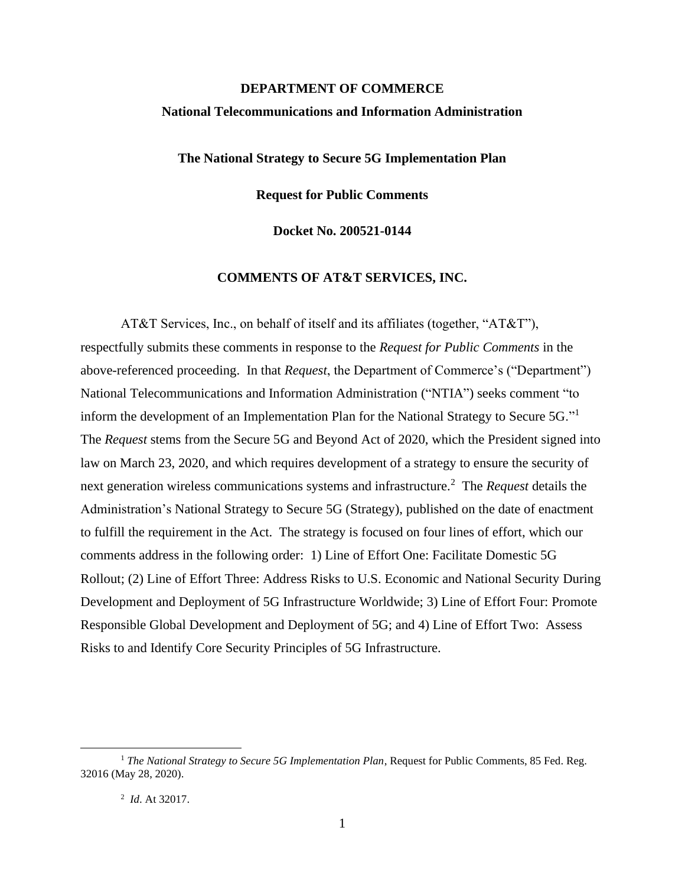**DEPARTMENT OF COMMERCE**

**National Telecommunications and Information Administration**

**The National Strategy to Secure 5G Implementation Plan**

**Request for Public Comments**

**Docket No. 200521-0144**

**COMMENTS OF AT&T SERVICES, INC.**

AT&T Services, Inc., on behalf of itself and its affiliates (together, "AT&T"), respectfully submits these comments in response to the *Request for Public Comments* in the above-referenced proceeding. In that *Request*, the Department of Commerce's ("Department") National Telecommunications and Information Administration ("NTIA") seeks comment "to inform the development of an Implementation Plan for the National Strategy to Secure 5G."[1] The *Request* stems from the Secure 5G and Beyond Act of 2020, which the President signed into law on March 23, 2020, and which requires development of a strategy to ensure the security of next generation wireless communications systems and infrastructure.[2] The *Request* details the Administration's National Strategy to Secure 5G (Strategy), published on the date of enactment to fulfill the requirement in the Act. The strategy is focused on four lines of effort, which our comments address in the following order: 1) Line of Effort One: Facilitate Domestic 5G Rollout; (2) Line of Effort Three: Address Risks to U.S. Economic and National Security During Development and Deployment of 5G Infrastructure Worldwide; 3) Line of Effort Four: Promote Responsible Global Development and Deployment of 5G; and 4) Line of Effort Two: Assess Risks to and Identify Core Security Principles of 5G Infrastructure.

---

[1] *The National Strategy to Secure 5G Implementation Plan*, Request for Public Comments, 85 Fed. Reg. 32016 (May 28, 2020).

[2] *Id*. At 32017.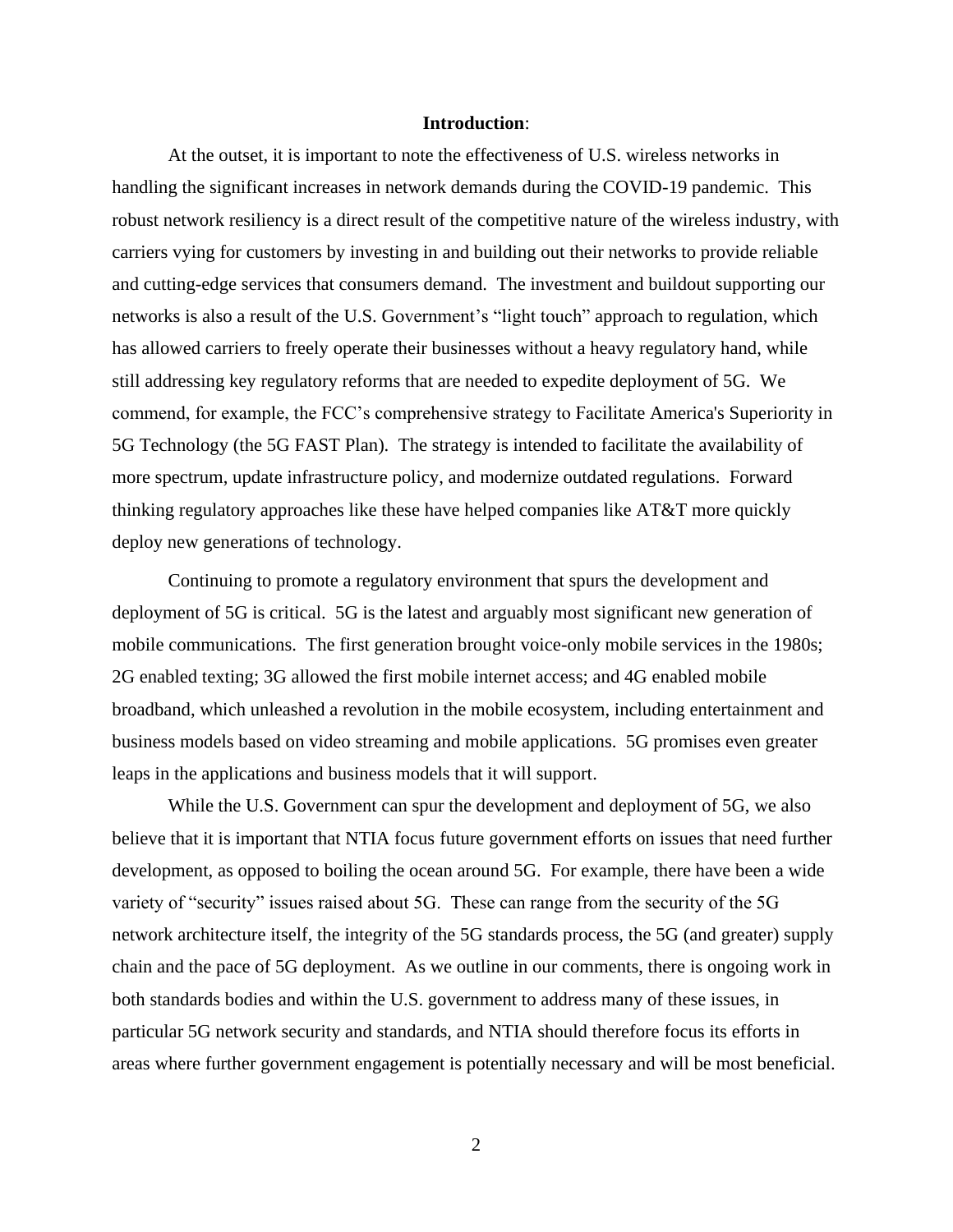## **Introduction**:

At the outset, it is important to note the effectiveness of U.S. wireless networks in handling the significant increases in network demands during the COVID-19 pandemic. This robust network resiliency is a direct result of the competitive nature of the wireless industry, with carriers vying for customers by investing in and building out their networks to provide reliable and cutting-edge services that consumers demand. The investment and buildout supporting our networks is also a result of the U.S. Government's "light touch" approach to regulation, which has allowed carriers to freely operate their businesses without a heavy regulatory hand, while still addressing key regulatory reforms that are needed to expedite deployment of 5G. We commend, for example, the FCC's comprehensive strategy to Facilitate America's Superiority in 5G Technology (the 5G FAST Plan). The strategy is intended to facilitate the availability of more spectrum, update infrastructure policy, and modernize outdated regulations. Forward thinking regulatory approaches like these have helped companies like AT&T more quickly deploy new generations of technology.

Continuing to promote a regulatory environment that spurs the development and deployment of 5G is critical. 5G is the latest and arguably most significant new generation of mobile communications. The first generation brought voice-only mobile services in the 1980s; 2G enabled texting; 3G allowed the first mobile internet access; and 4G enabled mobile broadband, which unleashed a revolution in the mobile ecosystem, including entertainment and business models based on video streaming and mobile applications. 5G promises even greater leaps in the applications and business models that it will support.

While the U.S. Government can spur the development and deployment of 5G, we also believe that it is important that NTIA focus future government efforts on issues that need further development, as opposed to boiling the ocean around 5G. For example, there have been a wide variety of "security" issues raised about 5G. These can range from the security of the 5G network architecture itself, the integrity of the 5G standards process, the 5G (and greater) supply chain and the pace of 5G deployment. As we outline in our comments, there is ongoing work in both standards bodies and within the U.S. government to address many of these issues, in particular 5G network security and standards, and NTIA should therefore focus its efforts in areas where further government engagement is potentially necessary and will be most beneficial.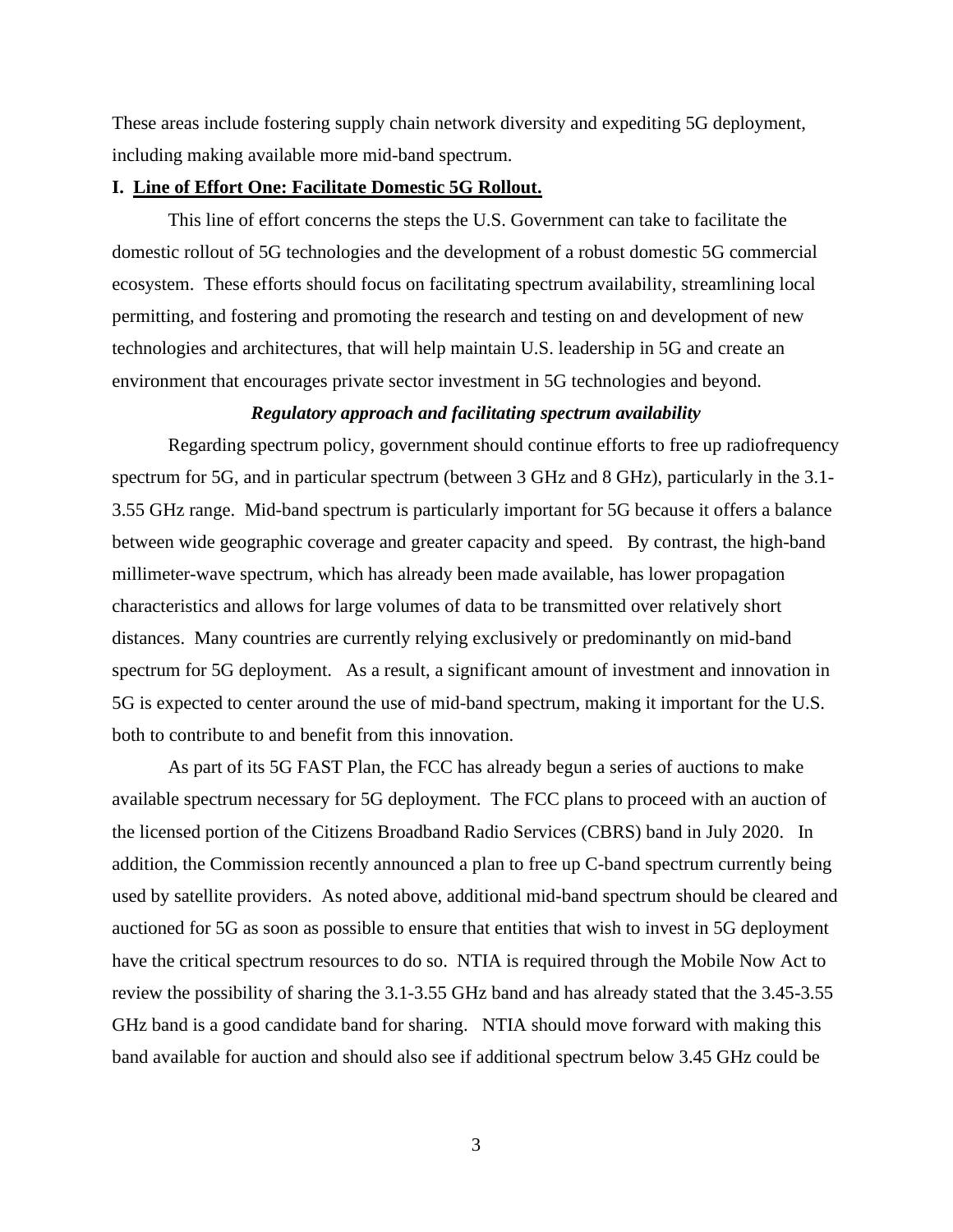These areas include fostering supply chain network diversity and expediting 5G deployment, including making available more mid-band spectrum.

## I. Line of Effort One: Facilitate Domestic 5G Rollout.

This line of effort concerns the steps the U.S. Government can take to facilitate the domestic rollout of 5G technologies and the development of a robust domestic 5G commercial ecosystem. These efforts should focus on facilitating spectrum availability, streamlining local permitting, and fostering and promoting the research and testing on and development of new technologies and architectures, that will help maintain U.S. leadership in 5G and create an environment that encourages private sector investment in 5G technologies and beyond.

### *Regulatory approach and facilitating spectrum availability*

Regarding spectrum policy, government should continue efforts to free up radiofrequency spectrum for 5G, and in particular spectrum (between 3 GHz and 8 GHz), particularly in the 3.1-3.55 GHz range. Mid-band spectrum is particularly important for 5G because it offers a balance between wide geographic coverage and greater capacity and speed. By contrast, the high-band millimeter-wave spectrum, which has already been made available, has lower propagation characteristics and allows for large volumes of data to be transmitted over relatively short distances. Many countries are currently relying exclusively or predominantly on mid-band spectrum for 5G deployment. As a result, a significant amount of investment and innovation in 5G is expected to center around the use of mid-band spectrum, making it important for the U.S. both to contribute to and benefit from this innovation.

As part of its 5G FAST Plan, the FCC has already begun a series of auctions to make available spectrum necessary for 5G deployment. The FCC plans to proceed with an auction of the licensed portion of the Citizens Broadband Radio Services (CBRS) band in July 2020. In addition, the Commission recently announced a plan to free up C-band spectrum currently being used by satellite providers. As noted above, additional mid-band spectrum should be cleared and auctioned for 5G as soon as possible to ensure that entities that wish to invest in 5G deployment have the critical spectrum resources to do so. NTIA is required through the Mobile Now Act to review the possibility of sharing the 3.1-3.55 GHz band and has already stated that the 3.45-3.55 GHz band is a good candidate band for sharing. NTIA should move forward with making this band available for auction and should also see if additional spectrum below 3.45 GHz could be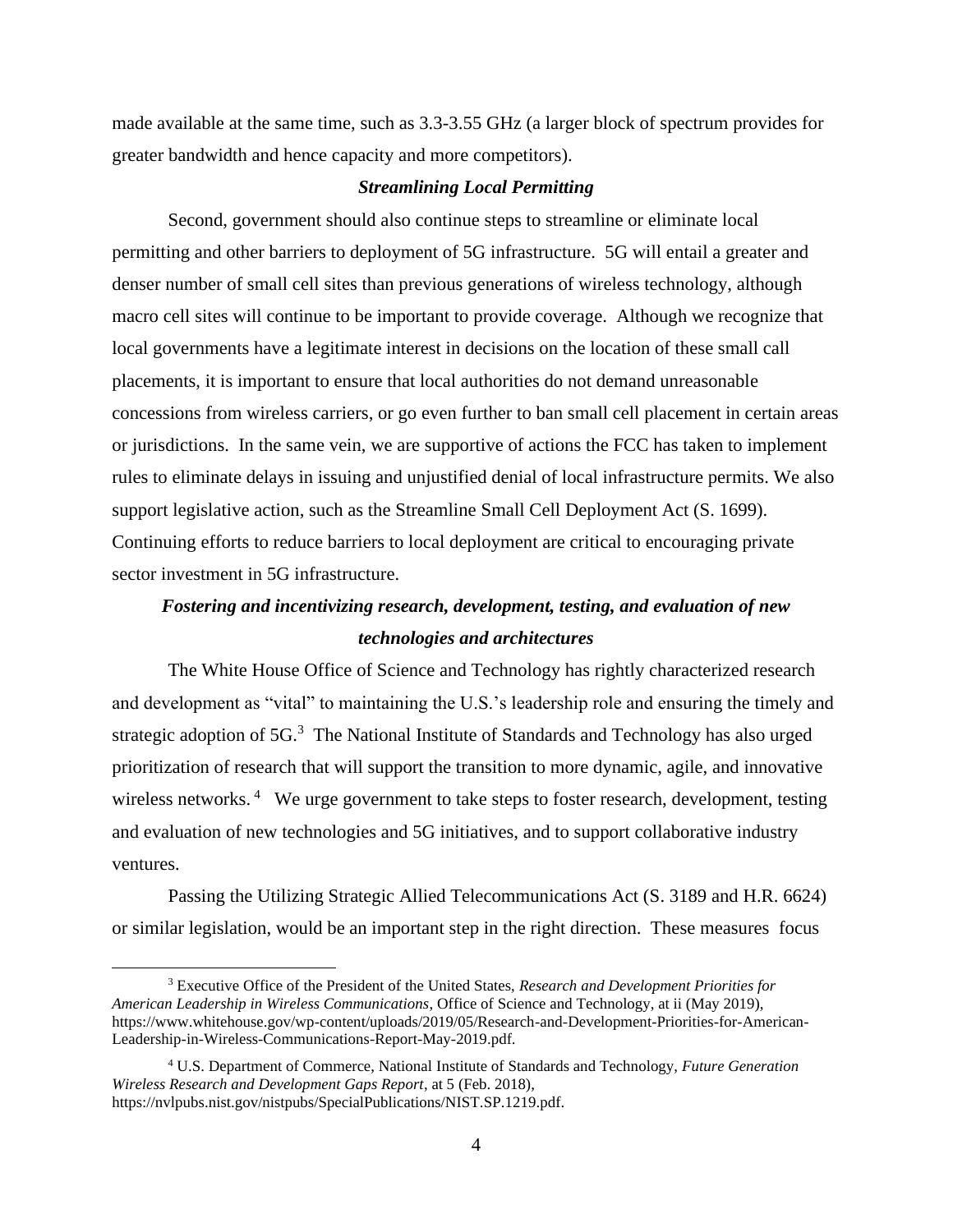made available at the same time, such as 3.3-3.55 GHz (a larger block of spectrum provides for greater bandwidth and hence capacity and more competitors).

### *Streamlining Local Permitting*

Second, government should also continue steps to streamline or eliminate local permitting and other barriers to deployment of 5G infrastructure. 5G will entail a greater and denser number of small cell sites than previous generations of wireless technology, although macro cell sites will continue to be important to provide coverage. Although we recognize that local governments have a legitimate interest in decisions on the location of these small call placements, it is important to ensure that local authorities do not demand unreasonable concessions from wireless carriers, or go even further to ban small cell placement in certain areas or jurisdictions. In the same vein, we are supportive of actions the FCC has taken to implement rules to eliminate delays in issuing and unjustified denial of local infrastructure permits. We also support legislative action, such as the Streamline Small Cell Deployment Act (S. 1699). Continuing efforts to reduce barriers to local deployment are critical to encouraging private sector investment in 5G infrastructure.

### *Fostering and incentivizing research, development, testing, and evaluation of new technologies and architectures*

The White House Office of Science and Technology has rightly characterized research and development as "vital" to maintaining the U.S.'s leadership role and ensuring the timely and strategic adoption of 5G.[3] The National Institute of Standards and Technology has also urged prioritization of research that will support the transition to more dynamic, agile, and innovative wireless networks.[4] We urge government to take steps to foster research, development, testing and evaluation of new technologies and 5G initiatives, and to support collaborative industry ventures.

Passing the Utilizing Strategic Allied Telecommunications Act (S. 3189 and H.R. 6624) or similar legislation, would be an important step in the right direction. These measures focus

---

[3] Executive Office of the President of the United States, *Research and Development Priorities for American Leadership in Wireless Communications*, Office of Science and Technology, at ii (May 2019), https://www.whitehouse.gov/wp-content/uploads/2019/05/Research-and-Development-Priorities-for-American-Leadership-in-Wireless-Communications-Report-May-2019.pdf.

[4] U.S. Department of Commerce, National Institute of Standards and Technology, *Future Generation Wireless Research and Development Gaps Report*, at 5 (Feb. 2018), https://nvlpubs.nist.gov/nistpubs/SpecialPublications/NIST.SP.1219.pdf.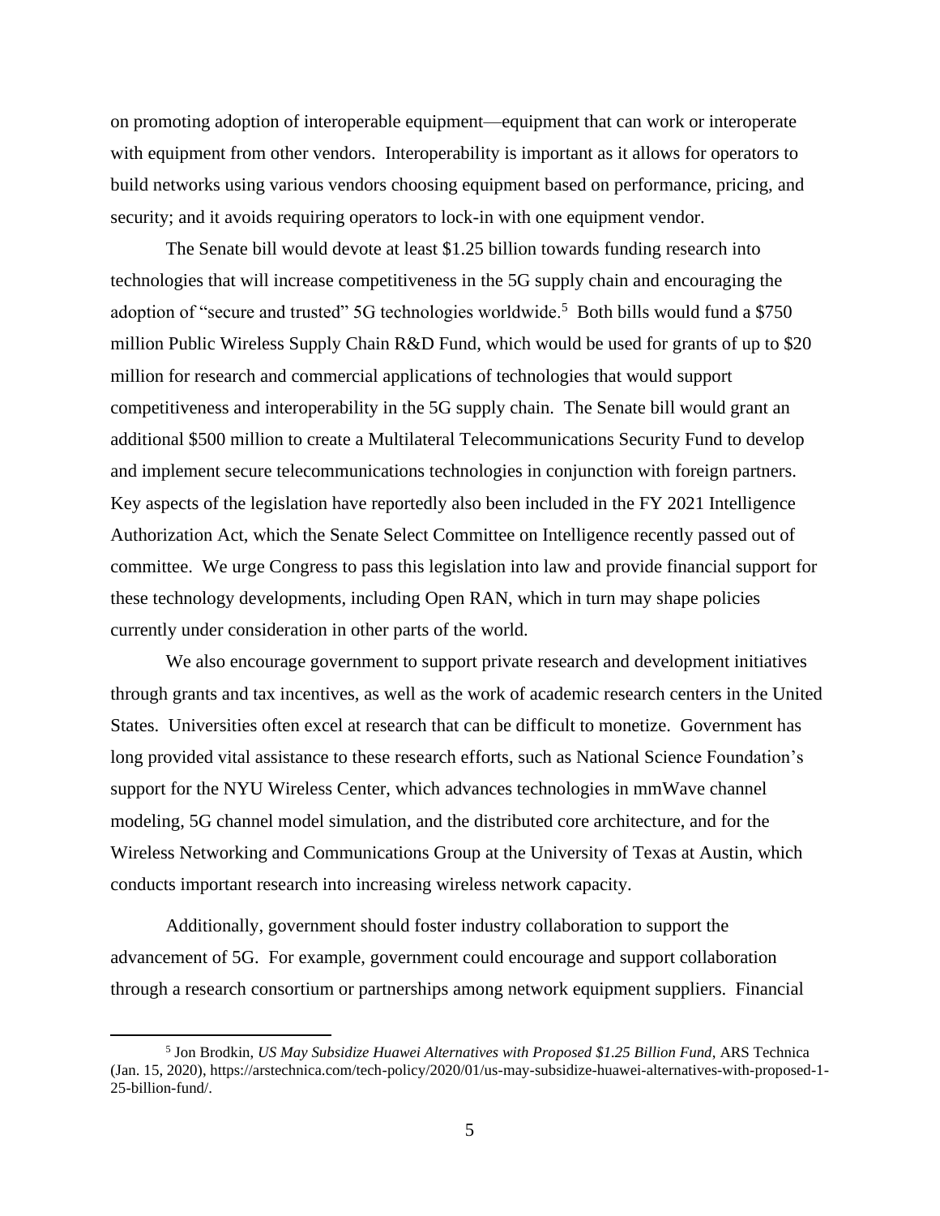on promoting adoption of interoperable equipment—equipment that can work or interoperate with equipment from other vendors. Interoperability is important as it allows for operators to build networks using various vendors choosing equipment based on performance, pricing, and security; and it avoids requiring operators to lock-in with one equipment vendor.

The Senate bill would devote at least $1.25 billion towards funding research into technologies that will increase competitiveness in the 5G supply chain and encouraging the adoption of "secure and trusted" 5G technologies worldwide.[5] Both bills would fund a $750 million Public Wireless Supply Chain R&D Fund, which would be used for grants of up to $20 million for research and commercial applications of technologies that would support competitiveness and interoperability in the 5G supply chain. The Senate bill would grant an additional $500 million to create a Multilateral Telecommunications Security Fund to develop and implement secure telecommunications technologies in conjunction with foreign partners. Key aspects of the legislation have reportedly also been included in the FY 2021 Intelligence Authorization Act, which the Senate Select Committee on Intelligence recently passed out of committee. We urge Congress to pass this legislation into law and provide financial support for these technology developments, including Open RAN, which in turn may shape policies currently under consideration in other parts of the world.

We also encourage government to support private research and development initiatives through grants and tax incentives, as well as the work of academic research centers in the United States. Universities often excel at research that can be difficult to monetize. Government has long provided vital assistance to these research efforts, such as National Science Foundation's support for the NYU Wireless Center, which advances technologies in mmWave channel modeling, 5G channel model simulation, and the distributed core architecture, and for the Wireless Networking and Communications Group at the University of Texas at Austin, which conducts important research into increasing wireless network capacity.

Additionally, government should foster industry collaboration to support the advancement of 5G. For example, government could encourage and support collaboration through a research consortium or partnerships among network equipment suppliers. Financial

---

[5] Jon Brodkin, *US May Subsidize Huawei Alternatives with Proposed $1.25 Billion Fund*, ARS Technica (Jan. 15, 2020), https://arstechnica.com/tech-policy/2020/01/us-may-subsidize-huawei-alternatives-with-proposed-1-25-billion-fund/.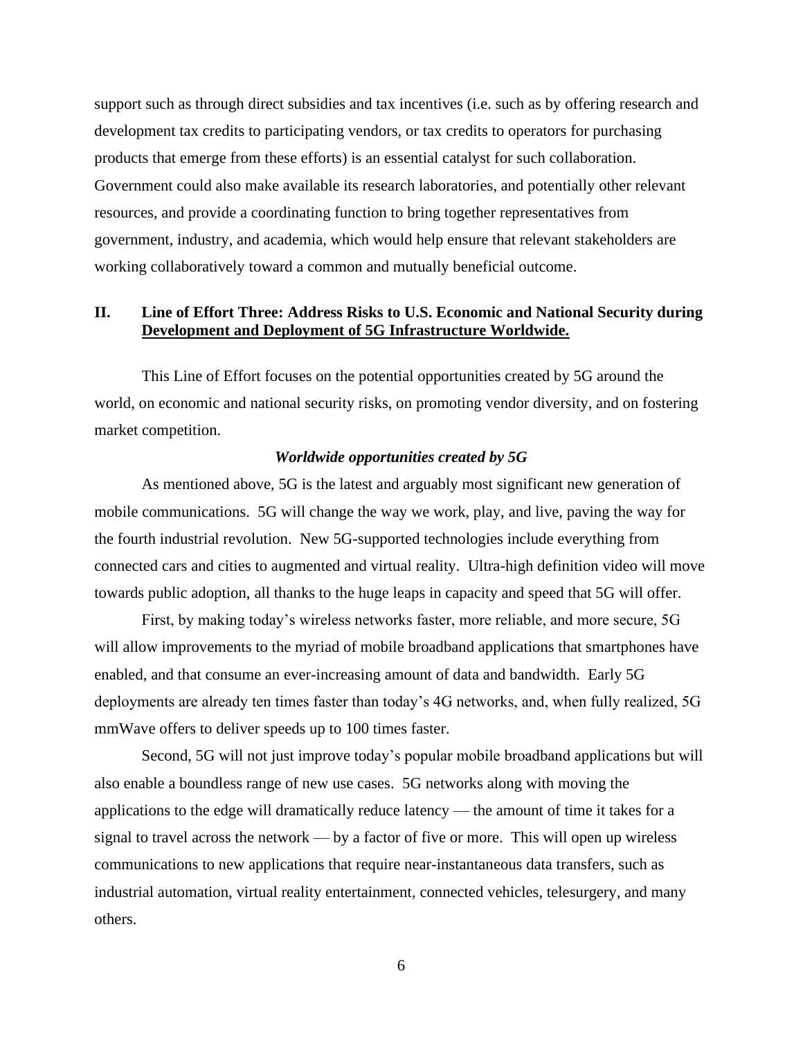support such as through direct subsidies and tax incentives (i.e. such as by offering research and development tax credits to participating vendors, or tax credits to operators for purchasing products that emerge from these efforts) is an essential catalyst for such collaboration. Government could also make available its research laboratories, and potentially other relevant resources, and provide a coordinating function to bring together representatives from government, industry, and academia, which would help ensure that relevant stakeholders are working collaboratively toward a common and mutually beneficial outcome.

## II. Line of Effort Three: Address Risks to U.S. Economic and National Security during Development and Deployment of 5G Infrastructure Worldwide.

This Line of Effort focuses on the potential opportunities created by 5G around the world, on economic and national security risks, on promoting vendor diversity, and on fostering market competition.

### *Worldwide opportunities created by 5G*

As mentioned above, 5G is the latest and arguably most significant new generation of mobile communications. 5G will change the way we work, play, and live, paving the way for the fourth industrial revolution. New 5G-supported technologies include everything from connected cars and cities to augmented and virtual reality. Ultra-high definition video will move towards public adoption, all thanks to the huge leaps in capacity and speed that 5G will offer.

First, by making today's wireless networks faster, more reliable, and more secure, 5G will allow improvements to the myriad of mobile broadband applications that smartphones have enabled, and that consume an ever-increasing amount of data and bandwidth. Early 5G deployments are already ten times faster than today's 4G networks, and, when fully realized, 5G mmWave offers to deliver speeds up to 100 times faster.

Second, 5G will not just improve today's popular mobile broadband applications but will also enable a boundless range of new use cases. 5G networks along with moving the applications to the edge will dramatically reduce latency — the amount of time it takes for a signal to travel across the network — by a factor of five or more. This will open up wireless communications to new applications that require near-instantaneous data transfers, such as industrial automation, virtual reality entertainment, connected vehicles, telesurgery, and many others.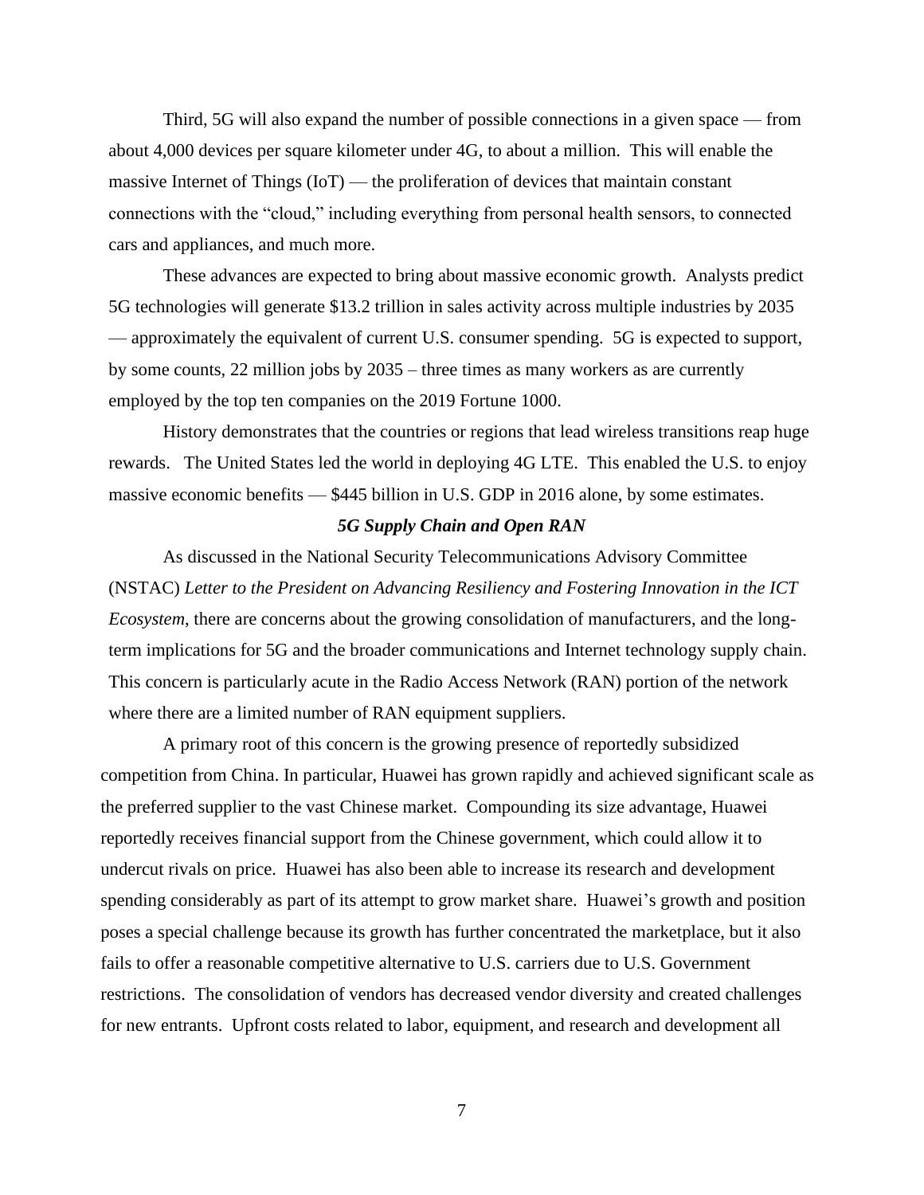Third, 5G will also expand the number of possible connections in a given space — from about 4,000 devices per square kilometer under 4G, to about a million. This will enable the massive Internet of Things (IoT) — the proliferation of devices that maintain constant connections with the "cloud," including everything from personal health sensors, to connected cars and appliances, and much more.

These advances are expected to bring about massive economic growth. Analysts predict 5G technologies will generate \$13.2 trillion in sales activity across multiple industries by 2035 — approximately the equivalent of current U.S. consumer spending. 5G is expected to support, by some counts, 22 million jobs by 2035 – three times as many workers as are currently employed by the top ten companies on the 2019 Fortune 1000.

History demonstrates that the countries or regions that lead wireless transitions reap huge rewards. The United States led the world in deploying 4G LTE. This enabled the U.S. to enjoy massive economic benefits — \$445 billion in U.S. GDP in 2016 alone, by some estimates.

### *5G Supply Chain and Open RAN*

As discussed in the National Security Telecommunications Advisory Committee (NSTAC) *Letter to the President on Advancing Resiliency and Fostering Innovation in the ICT Ecosystem*, there are concerns about the growing consolidation of manufacturers, and the long-term implications for 5G and the broader communications and Internet technology supply chain. This concern is particularly acute in the Radio Access Network (RAN) portion of the network where there are a limited number of RAN equipment suppliers.

A primary root of this concern is the growing presence of reportedly subsidized competition from China. In particular, Huawei has grown rapidly and achieved significant scale as the preferred supplier to the vast Chinese market. Compounding its size advantage, Huawei reportedly receives financial support from the Chinese government, which could allow it to undercut rivals on price. Huawei has also been able to increase its research and development spending considerably as part of its attempt to grow market share. Huawei's growth and position poses a special challenge because its growth has further concentrated the marketplace, but it also fails to offer a reasonable competitive alternative to U.S. carriers due to U.S. Government restrictions. The consolidation of vendors has decreased vendor diversity and created challenges for new entrants. Upfront costs related to labor, equipment, and research and development all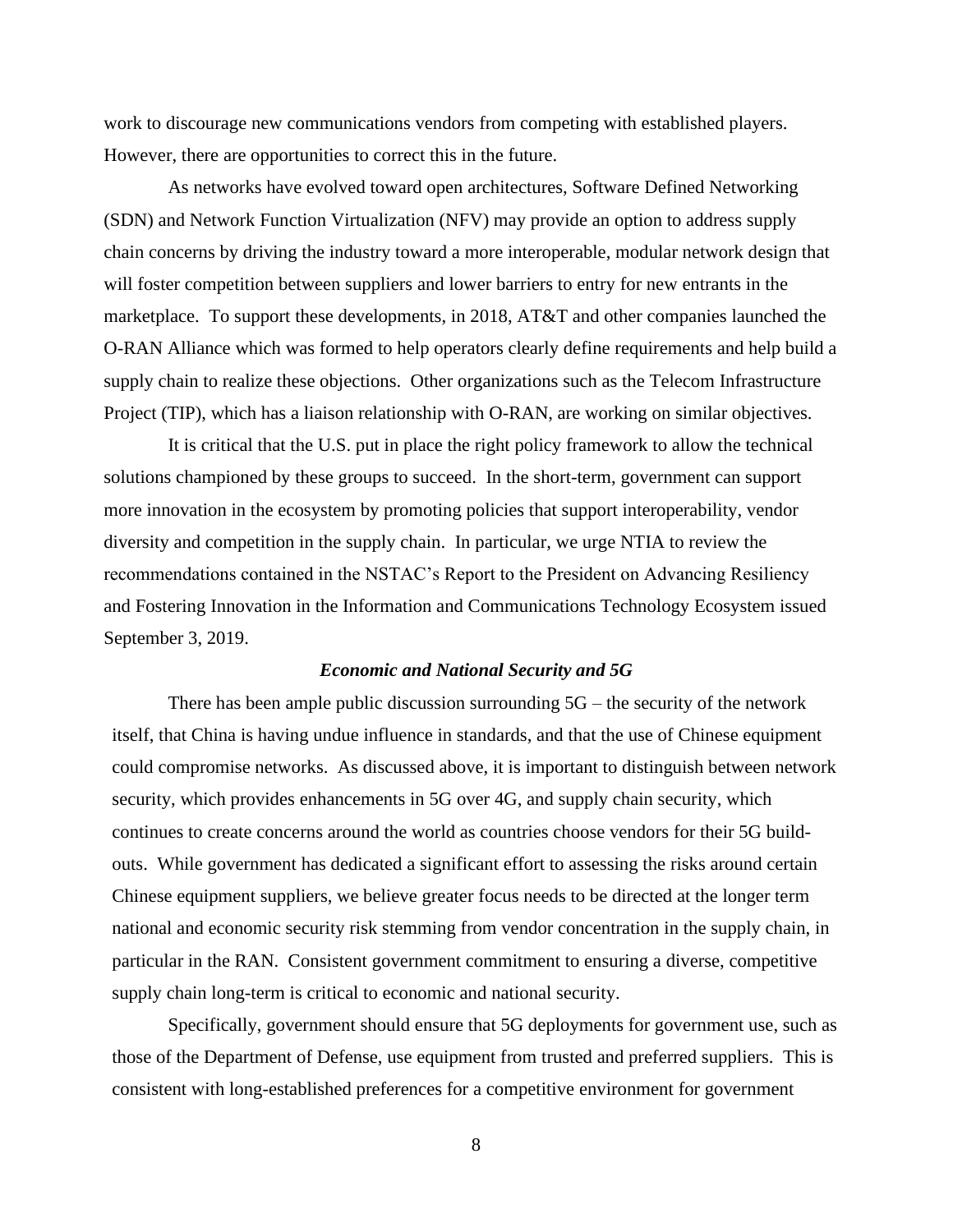work to discourage new communications vendors from competing with established players. However, there are opportunities to correct this in the future.

As networks have evolved toward open architectures, Software Defined Networking (SDN) and Network Function Virtualization (NFV) may provide an option to address supply chain concerns by driving the industry toward a more interoperable, modular network design that will foster competition between suppliers and lower barriers to entry for new entrants in the marketplace. To support these developments, in 2018, AT&T and other companies launched the O-RAN Alliance which was formed to help operators clearly define requirements and help build a supply chain to realize these objections. Other organizations such as the Telecom Infrastructure Project (TIP), which has a liaison relationship with O-RAN, are working on similar objectives.

It is critical that the U.S. put in place the right policy framework to allow the technical solutions championed by these groups to succeed. In the short-term, government can support more innovation in the ecosystem by promoting policies that support interoperability, vendor diversity and competition in the supply chain. In particular, we urge NTIA to review the recommendations contained in the NSTAC's Report to the President on Advancing Resiliency and Fostering Innovation in the Information and Communications Technology Ecosystem issued September 3, 2019.

***Economic and National Security and 5G***

There has been ample public discussion surrounding 5G – the security of the network itself, that China is having undue influence in standards, and that the use of Chinese equipment could compromise networks. As discussed above, it is important to distinguish between network security, which provides enhancements in 5G over 4G, and supply chain security, which continues to create concerns around the world as countries choose vendors for their 5G build-outs. While government has dedicated a significant effort to assessing the risks around certain Chinese equipment suppliers, we believe greater focus needs to be directed at the longer term national and economic security risk stemming from vendor concentration in the supply chain, in particular in the RAN. Consistent government commitment to ensuring a diverse, competitive supply chain long-term is critical to economic and national security.

Specifically, government should ensure that 5G deployments for government use, such as those of the Department of Defense, use equipment from trusted and preferred suppliers. This is consistent with long-established preferences for a competitive environment for government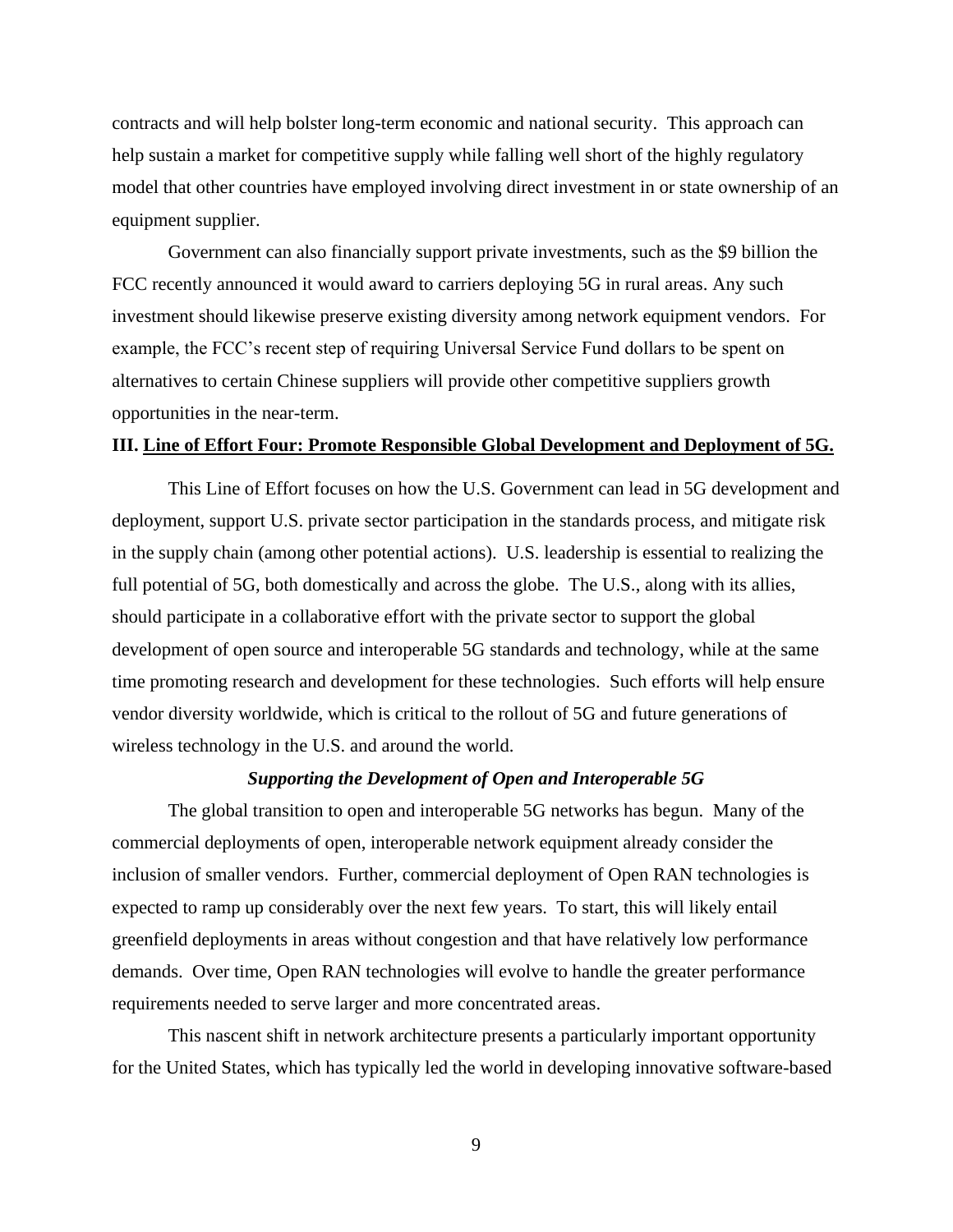contracts and will help bolster long-term economic and national security. This approach can help sustain a market for competitive supply while falling well short of the highly regulatory model that other countries have employed involving direct investment in or state ownership of an equipment supplier.

Government can also financially support private investments, such as the $9 billion the FCC recently announced it would award to carriers deploying 5G in rural areas. Any such investment should likewise preserve existing diversity among network equipment vendors. For example, the FCC's recent step of requiring Universal Service Fund dollars to be spent on alternatives to certain Chinese suppliers will provide other competitive suppliers growth opportunities in the near-term.

## III. <u>Line of Effort Four: Promote Responsible Global Development and Deployment of 5G.</u>

This Line of Effort focuses on how the U.S. Government can lead in 5G development and deployment, support U.S. private sector participation in the standards process, and mitigate risk in the supply chain (among other potential actions). U.S. leadership is essential to realizing the full potential of 5G, both domestically and across the globe. The U.S., along with its allies, should participate in a collaborative effort with the private sector to support the global development of open source and interoperable 5G standards and technology, while at the same time promoting research and development for these technologies. Such efforts will help ensure vendor diversity worldwide, which is critical to the rollout of 5G and future generations of wireless technology in the U.S. and around the world.

### *Supporting the Development of Open and Interoperable 5G*

The global transition to open and interoperable 5G networks has begun. Many of the commercial deployments of open, interoperable network equipment already consider the inclusion of smaller vendors. Further, commercial deployment of Open RAN technologies is expected to ramp up considerably over the next few years. To start, this will likely entail greenfield deployments in areas without congestion and that have relatively low performance demands. Over time, Open RAN technologies will evolve to handle the greater performance requirements needed to serve larger and more concentrated areas.

This nascent shift in network architecture presents a particularly important opportunity for the United States, which has typically led the world in developing innovative software-based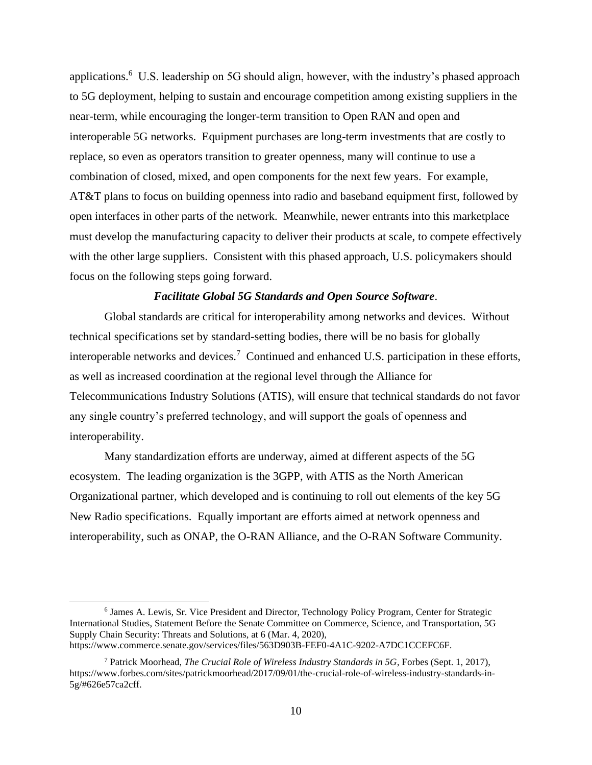applications.[6] U.S. leadership on 5G should align, however, with the industry's phased approach to 5G deployment, helping to sustain and encourage competition among existing suppliers in the near-term, while encouraging the longer-term transition to Open RAN and open and interoperable 5G networks. Equipment purchases are long-term investments that are costly to replace, so even as operators transition to greater openness, many will continue to use a combination of closed, mixed, and open components for the next few years. For example, AT&T plans to focus on building openness into radio and baseband equipment first, followed by open interfaces in other parts of the network. Meanwhile, newer entrants into this marketplace must develop the manufacturing capacity to deliver their products at scale, to compete effectively with the other large suppliers. Consistent with this phased approach, U.S. policymakers should focus on the following steps going forward.

***Facilitate Global 5G Standards and Open Source Software*.**

Global standards are critical for interoperability among networks and devices. Without technical specifications set by standard-setting bodies, there will be no basis for globally interoperable networks and devices.[7] Continued and enhanced U.S. participation in these efforts, as well as increased coordination at the regional level through the Alliance for Telecommunications Industry Solutions (ATIS), will ensure that technical standards do not favor any single country's preferred technology, and will support the goals of openness and interoperability.

Many standardization efforts are underway, aimed at different aspects of the 5G ecosystem. The leading organization is the 3GPP, with ATIS as the North American Organizational partner, which developed and is continuing to roll out elements of the key 5G New Radio specifications. Equally important are efforts aimed at network openness and interoperability, such as ONAP, the O-RAN Alliance, and the O-RAN Software Community.

---

[6] James A. Lewis, Sr. Vice President and Director, Technology Policy Program, Center for Strategic International Studies, Statement Before the Senate Committee on Commerce, Science, and Transportation, 5G Supply Chain Security: Threats and Solutions, at 6 (Mar. 4, 2020), https://www.commerce.senate.gov/services/files/563D903B-FEF0-4A1C-9202-A7DC1CCEFC6F.

[7] Patrick Moorhead, *The Crucial Role of Wireless Industry Standards in 5G*, Forbes (Sept. 1, 2017), https://www.forbes.com/sites/patrickmoorhead/2017/09/01/the-crucial-role-of-wireless-industry-standards-in-5g/#626e57ca2cff.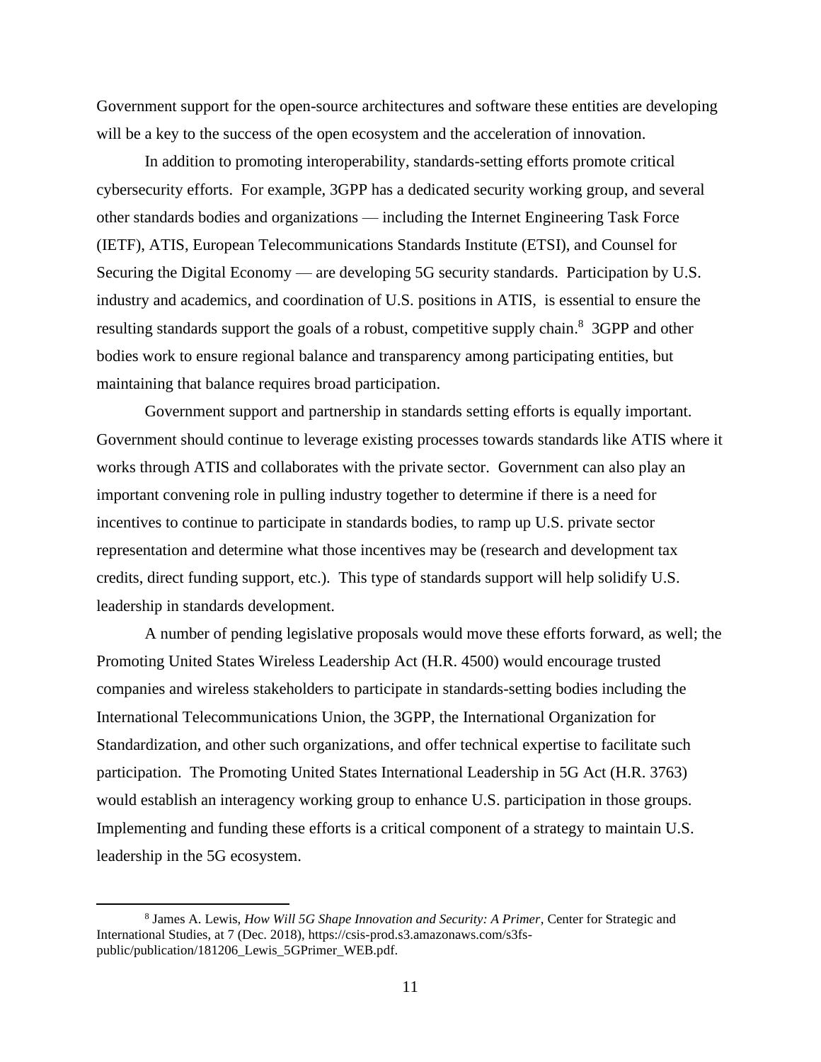Government support for the open-source architectures and software these entities are developing will be a key to the success of the open ecosystem and the acceleration of innovation.

In addition to promoting interoperability, standards-setting efforts promote critical cybersecurity efforts. For example, 3GPP has a dedicated security working group, and several other standards bodies and organizations — including the Internet Engineering Task Force (IETF), ATIS, European Telecommunications Standards Institute (ETSI), and Counsel for Securing the Digital Economy — are developing 5G security standards. Participation by U.S. industry and academics, and coordination of U.S. positions in ATIS, is essential to ensure the resulting standards support the goals of a robust, competitive supply chain.[8] 3GPP and other bodies work to ensure regional balance and transparency among participating entities, but maintaining that balance requires broad participation.

Government support and partnership in standards setting efforts is equally important. Government should continue to leverage existing processes towards standards like ATIS where it works through ATIS and collaborates with the private sector. Government can also play an important convening role in pulling industry together to determine if there is a need for incentives to continue to participate in standards bodies, to ramp up U.S. private sector representation and determine what those incentives may be (research and development tax credits, direct funding support, etc.). This type of standards support will help solidify U.S. leadership in standards development.

A number of pending legislative proposals would move these efforts forward, as well; the Promoting United States Wireless Leadership Act (H.R. 4500) would encourage trusted companies and wireless stakeholders to participate in standards-setting bodies including the International Telecommunications Union, the 3GPP, the International Organization for Standardization, and other such organizations, and offer technical expertise to facilitate such participation. The Promoting United States International Leadership in 5G Act (H.R. 3763) would establish an interagency working group to enhance U.S. participation in those groups. Implementing and funding these efforts is a critical component of a strategy to maintain U.S. leadership in the 5G ecosystem.

---

[8] James A. Lewis, *How Will 5G Shape Innovation and Security: A Primer*, Center for Strategic and International Studies, at 7 (Dec. 2018), https://csis-prod.s3.amazonaws.com/s3fs-public/publication/181206_Lewis_5GPrimer_WEB.pdf.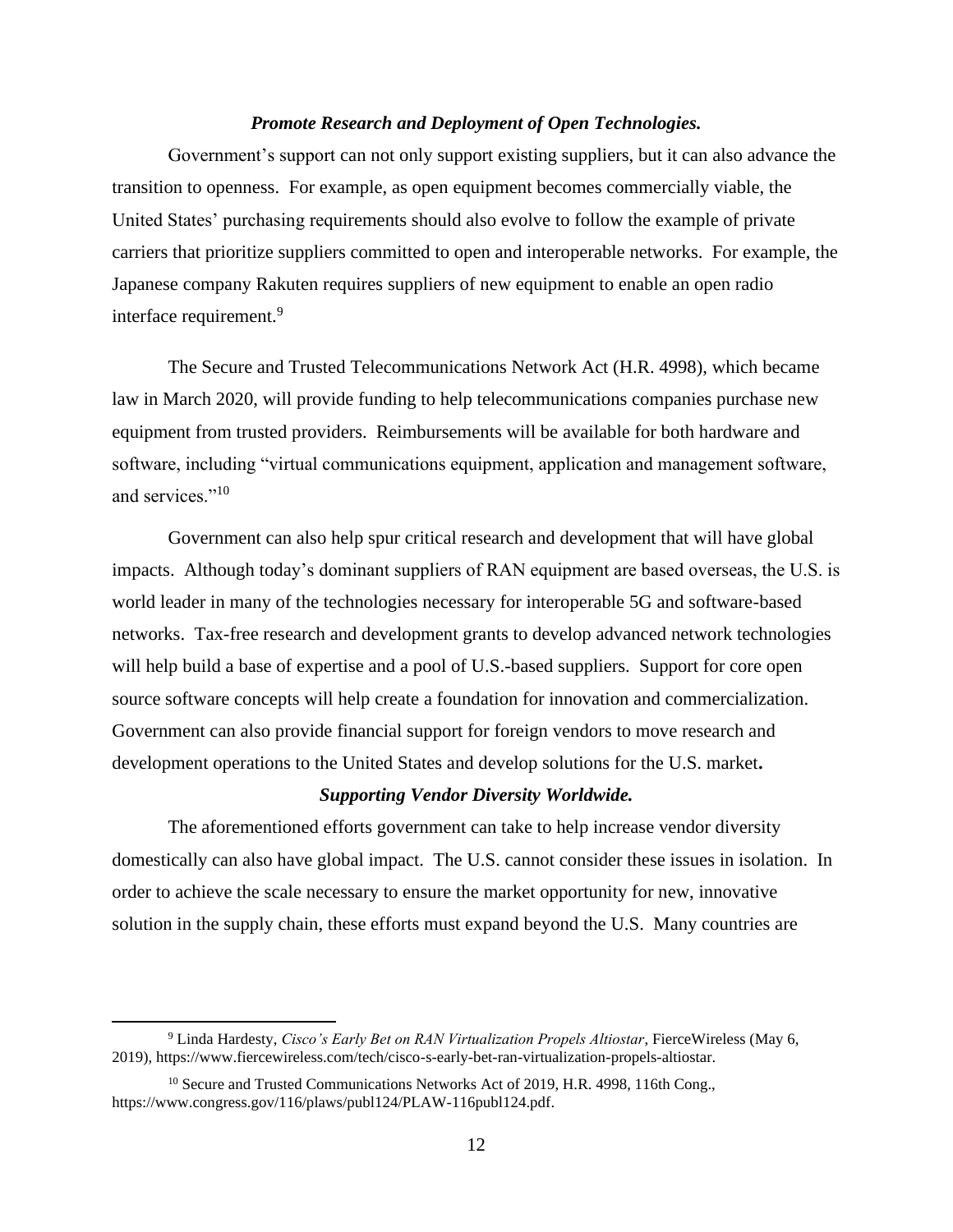### *Promote Research and Deployment of Open Technologies.*

Government's support can not only support existing suppliers, but it can also advance the transition to openness. For example, as open equipment becomes commercially viable, the United States' purchasing requirements should also evolve to follow the example of private carriers that prioritize suppliers committed to open and interoperable networks. For example, the Japanese company Rakuten requires suppliers of new equipment to enable an open radio interface requirement.[9]

The Secure and Trusted Telecommunications Network Act (H.R. 4998), which became law in March 2020, will provide funding to help telecommunications companies purchase new equipment from trusted providers. Reimbursements will be available for both hardware and software, including "virtual communications equipment, application and management software, and services."[10]

Government can also help spur critical research and development that will have global impacts. Although today's dominant suppliers of RAN equipment are based overseas, the U.S. is world leader in many of the technologies necessary for interoperable 5G and software-based networks. Tax-free research and development grants to develop advanced network technologies will help build a base of expertise and a pool of U.S.-based suppliers. Support for core open source software concepts will help create a foundation for innovation and commercialization. Government can also provide financial support for foreign vendors to move research and development operations to the United States and develop solutions for the U.S. market**.**

### *Supporting Vendor Diversity Worldwide.*

The aforementioned efforts government can take to help increase vendor diversity domestically can also have global impact. The U.S. cannot consider these issues in isolation. In order to achieve the scale necessary to ensure the market opportunity for new, innovative solution in the supply chain, these efforts must expand beyond the U.S. Many countries are

---

[9] Linda Hardesty, *Cisco's Early Bet on RAN Virtualization Propels Altiostar*, FierceWireless (May 6, 2019), https://www.fiercewireless.com/tech/cisco-s-early-bet-ran-virtualization-propels-altiostar.

[10] Secure and Trusted Communications Networks Act of 2019, H.R. 4998, 116th Cong., https://www.congress.gov/116/plaws/publ124/PLAW-116publ124.pdf.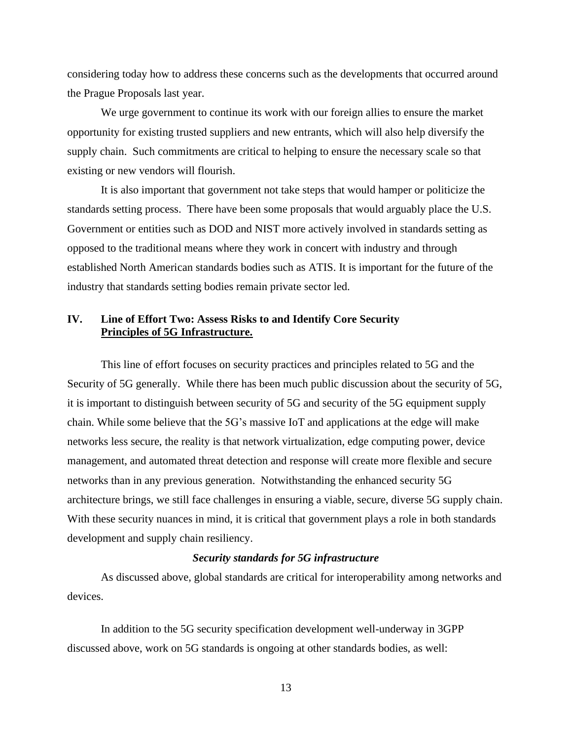considering today how to address these concerns such as the developments that occurred around the Prague Proposals last year.

We urge government to continue its work with our foreign allies to ensure the market opportunity for existing trusted suppliers and new entrants, which will also help diversify the supply chain. Such commitments are critical to helping to ensure the necessary scale so that existing or new vendors will flourish.

It is also important that government not take steps that would hamper or politicize the standards setting process. There have been some proposals that would arguably place the U.S. Government or entities such as DOD and NIST more actively involved in standards setting as opposed to the traditional means where they work in concert with industry and through established North American standards bodies such as ATIS. It is important for the future of the industry that standards setting bodies remain private sector led.

## IV. Line of Effort Two: Assess Risks to and Identify Core Security Principles of 5G Infrastructure.

This line of effort focuses on security practices and principles related to 5G and the Security of 5G generally. While there has been much public discussion about the security of 5G, it is important to distinguish between security of 5G and security of the 5G equipment supply chain. While some believe that the 5G's massive IoT and applications at the edge will make networks less secure, the reality is that network virtualization, edge computing power, device management, and automated threat detection and response will create more flexible and secure networks than in any previous generation. Notwithstanding the enhanced security 5G architecture brings, we still face challenges in ensuring a viable, secure, diverse 5G supply chain. With these security nuances in mind, it is critical that government plays a role in both standards development and supply chain resiliency.

### *Security standards for 5G infrastructure*

As discussed above, global standards are critical for interoperability among networks and devices.

In addition to the 5G security specification development well-underway in 3GPP discussed above, work on 5G standards is ongoing at other standards bodies, as well: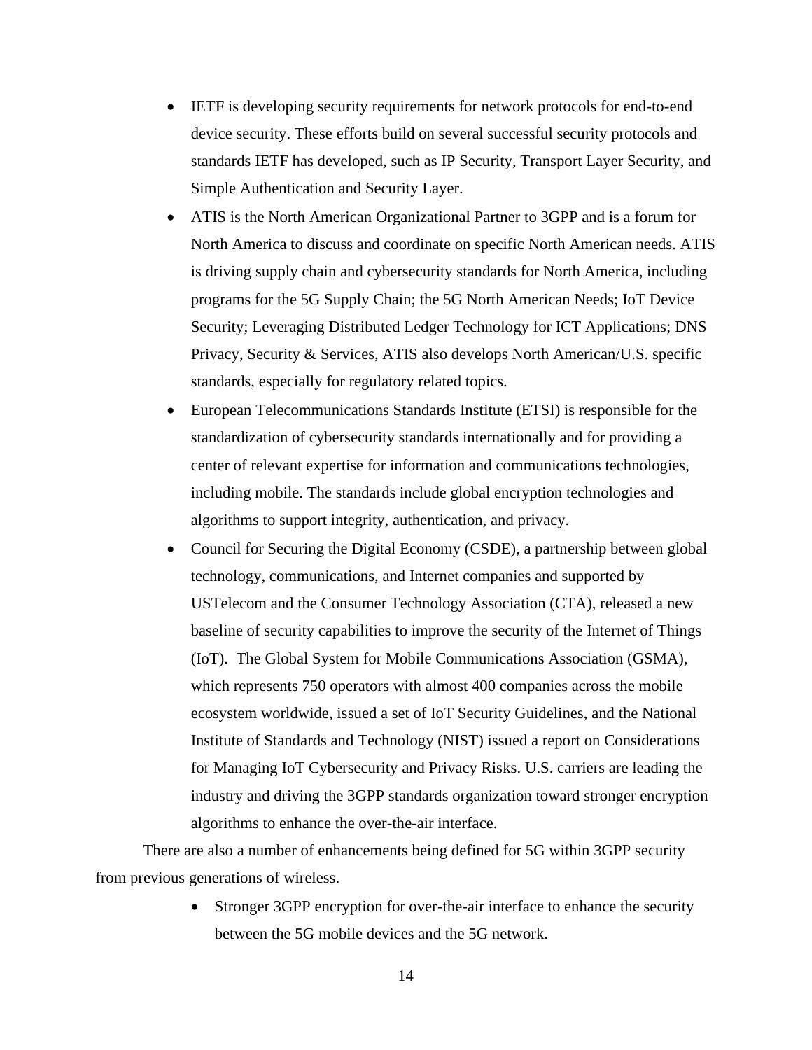- IETF is developing security requirements for network protocols for end-to-end device security. These efforts build on several successful security protocols and standards IETF has developed, such as IP Security, Transport Layer Security, and Simple Authentication and Security Layer.
- ATIS is the North American Organizational Partner to 3GPP and is a forum for North America to discuss and coordinate on specific North American needs. ATIS is driving supply chain and cybersecurity standards for North America, including programs for the 5G Supply Chain; the 5G North American Needs; IoT Device Security; Leveraging Distributed Ledger Technology for ICT Applications; DNS Privacy, Security & Services, ATIS also develops North American/U.S. specific standards, especially for regulatory related topics.
- European Telecommunications Standards Institute (ETSI) is responsible for the standardization of cybersecurity standards internationally and for providing a center of relevant expertise for information and communications technologies, including mobile. The standards include global encryption technologies and algorithms to support integrity, authentication, and privacy.
- Council for Securing the Digital Economy (CSDE), a partnership between global technology, communications, and Internet companies and supported by USTelecom and the Consumer Technology Association (CTA), released a new baseline of security capabilities to improve the security of the Internet of Things (IoT). The Global System for Mobile Communications Association (GSMA), which represents 750 operators with almost 400 companies across the mobile ecosystem worldwide, issued a set of IoT Security Guidelines, and the National Institute of Standards and Technology (NIST) issued a report on Considerations for Managing IoT Cybersecurity and Privacy Risks. U.S. carriers are leading the industry and driving the 3GPP standards organization toward stronger encryption algorithms to enhance the over-the-air interface.

There are also a number of enhancements being defined for 5G within 3GPP security from previous generations of wireless.

- Stronger 3GPP encryption for over-the-air interface to enhance the security between the 5G mobile devices and the 5G network.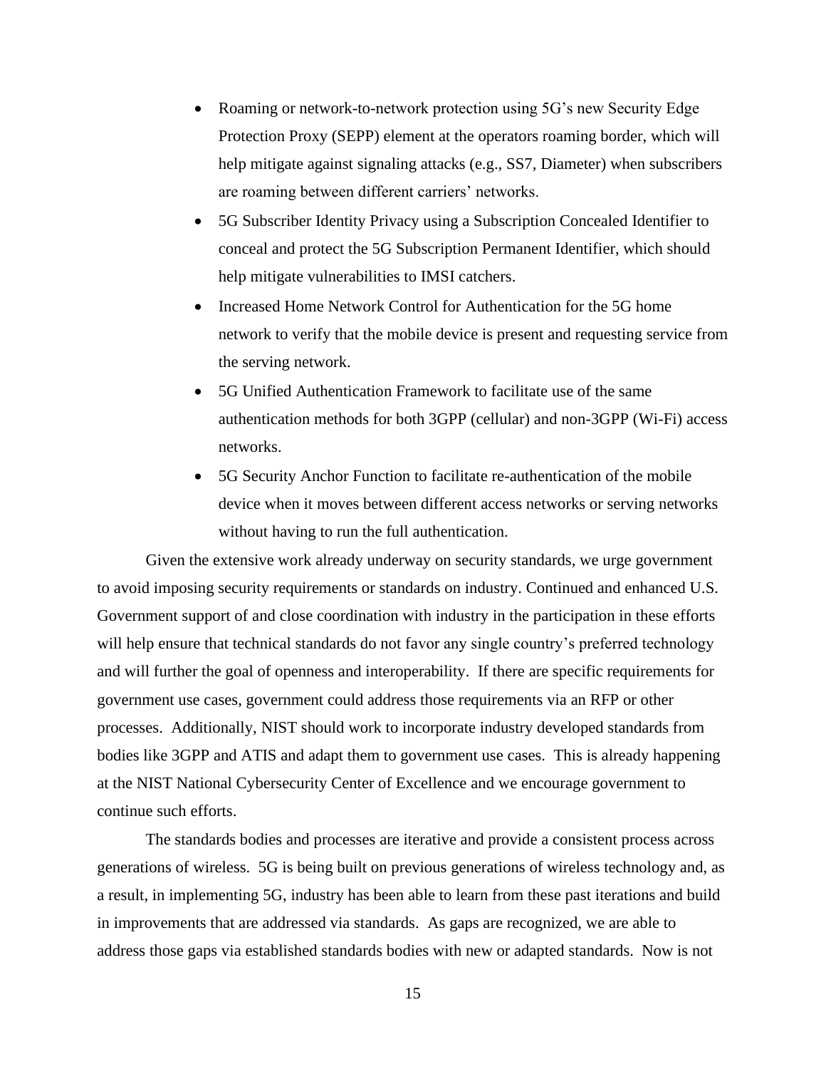- Roaming or network-to-network protection using 5G's new Security Edge Protection Proxy (SEPP) element at the operators roaming border, which will help mitigate against signaling attacks (e.g., SS7, Diameter) when subscribers are roaming between different carriers' networks.
- 5G Subscriber Identity Privacy using a Subscription Concealed Identifier to conceal and protect the 5G Subscription Permanent Identifier, which should help mitigate vulnerabilities to IMSI catchers.
- Increased Home Network Control for Authentication for the 5G home network to verify that the mobile device is present and requesting service from the serving network.
- 5G Unified Authentication Framework to facilitate use of the same authentication methods for both 3GPP (cellular) and non-3GPP (Wi-Fi) access networks.
- 5G Security Anchor Function to facilitate re-authentication of the mobile device when it moves between different access networks or serving networks without having to run the full authentication.

Given the extensive work already underway on security standards, we urge government to avoid imposing security requirements or standards on industry. Continued and enhanced U.S. Government support of and close coordination with industry in the participation in these efforts will help ensure that technical standards do not favor any single country's preferred technology and will further the goal of openness and interoperability. If there are specific requirements for government use cases, government could address those requirements via an RFP or other processes. Additionally, NIST should work to incorporate industry developed standards from bodies like 3GPP and ATIS and adapt them to government use cases. This is already happening at the NIST National Cybersecurity Center of Excellence and we encourage government to continue such efforts.

The standards bodies and processes are iterative and provide a consistent process across generations of wireless. 5G is being built on previous generations of wireless technology and, as a result, in implementing 5G, industry has been able to learn from these past iterations and build in improvements that are addressed via standards. As gaps are recognized, we are able to address those gaps via established standards bodies with new or adapted standards. Now is not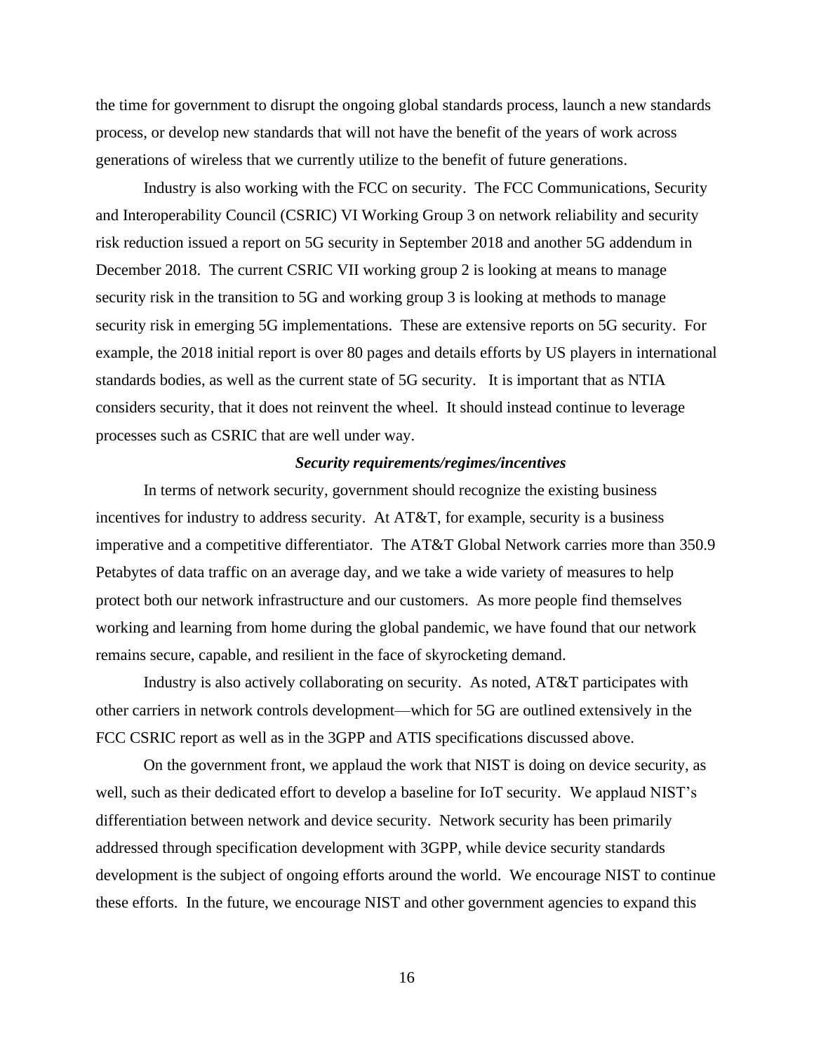the time for government to disrupt the ongoing global standards process, launch a new standards process, or develop new standards that will not have the benefit of the years of work across generations of wireless that we currently utilize to the benefit of future generations.

Industry is also working with the FCC on security. The FCC Communications, Security and Interoperability Council (CSRIC) VI Working Group 3 on network reliability and security risk reduction issued a report on 5G security in September 2018 and another 5G addendum in December 2018. The current CSRIC VII working group 2 is looking at means to manage security risk in the transition to 5G and working group 3 is looking at methods to manage security risk in emerging 5G implementations. These are extensive reports on 5G security. For example, the 2018 initial report is over 80 pages and details efforts by US players in international standards bodies, as well as the current state of 5G security. It is important that as NTIA considers security, that it does not reinvent the wheel. It should instead continue to leverage processes such as CSRIC that are well under way.

***Security requirements/regimes/incentives***

In terms of network security, government should recognize the existing business incentives for industry to address security. At AT&T, for example, security is a business imperative and a competitive differentiator. The AT&T Global Network carries more than 350.9 Petabytes of data traffic on an average day, and we take a wide variety of measures to help protect both our network infrastructure and our customers. As more people find themselves working and learning from home during the global pandemic, we have found that our network remains secure, capable, and resilient in the face of skyrocketing demand.

Industry is also actively collaborating on security. As noted, AT&T participates with other carriers in network controls development—which for 5G are outlined extensively in the FCC CSRIC report as well as in the 3GPP and ATIS specifications discussed above.

On the government front, we applaud the work that NIST is doing on device security, as well, such as their dedicated effort to develop a baseline for IoT security. We applaud NIST's differentiation between network and device security. Network security has been primarily addressed through specification development with 3GPP, while device security standards development is the subject of ongoing efforts around the world. We encourage NIST to continue these efforts. In the future, we encourage NIST and other government agencies to expand this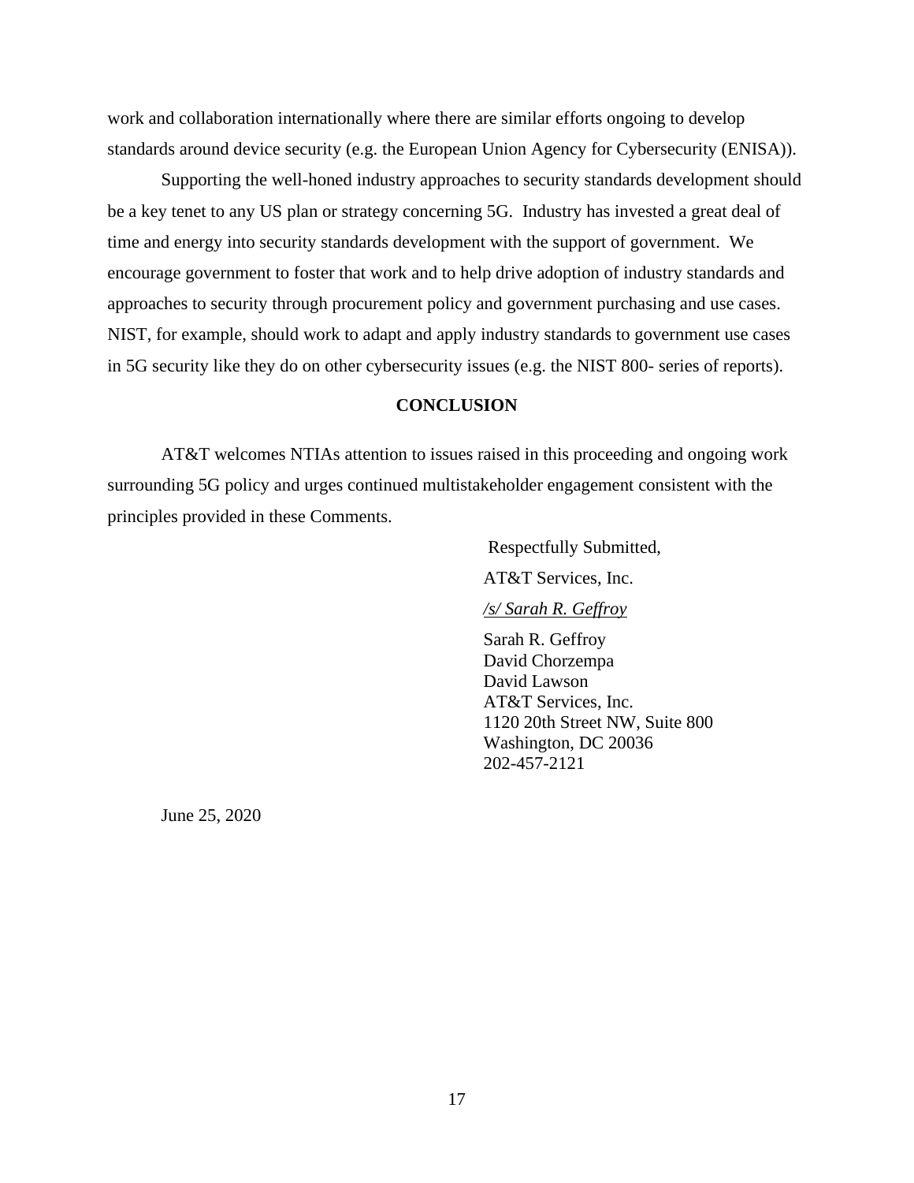work and collaboration internationally where there are similar efforts ongoing to develop standards around device security (e.g. the European Union Agency for Cybersecurity (ENISA)).

Supporting the well-honed industry approaches to security standards development should be a key tenet to any US plan or strategy concerning 5G. Industry has invested a great deal of time and energy into security standards development with the support of government. We encourage government to foster that work and to help drive adoption of industry standards and approaches to security through procurement policy and government purchasing and use cases. NIST, for example, should work to adapt and apply industry standards to government use cases in 5G security like they do on other cybersecurity issues (e.g. the NIST 800- series of reports).

## CONCLUSION

AT&T welcomes NTIAs attention to issues raised in this proceeding and ongoing work surrounding 5G policy and urges continued multistakeholder engagement consistent with the principles provided in these Comments.

Respectfully Submitted,

AT&T Services, Inc.

*/s/ Sarah R. Geffroy*

Sarah R. Geffroy
David Chorzempa
David Lawson
AT&T Services, Inc.
1120 20th Street NW, Suite 800
Washington, DC 20036
202-457-2121

June 25, 2020